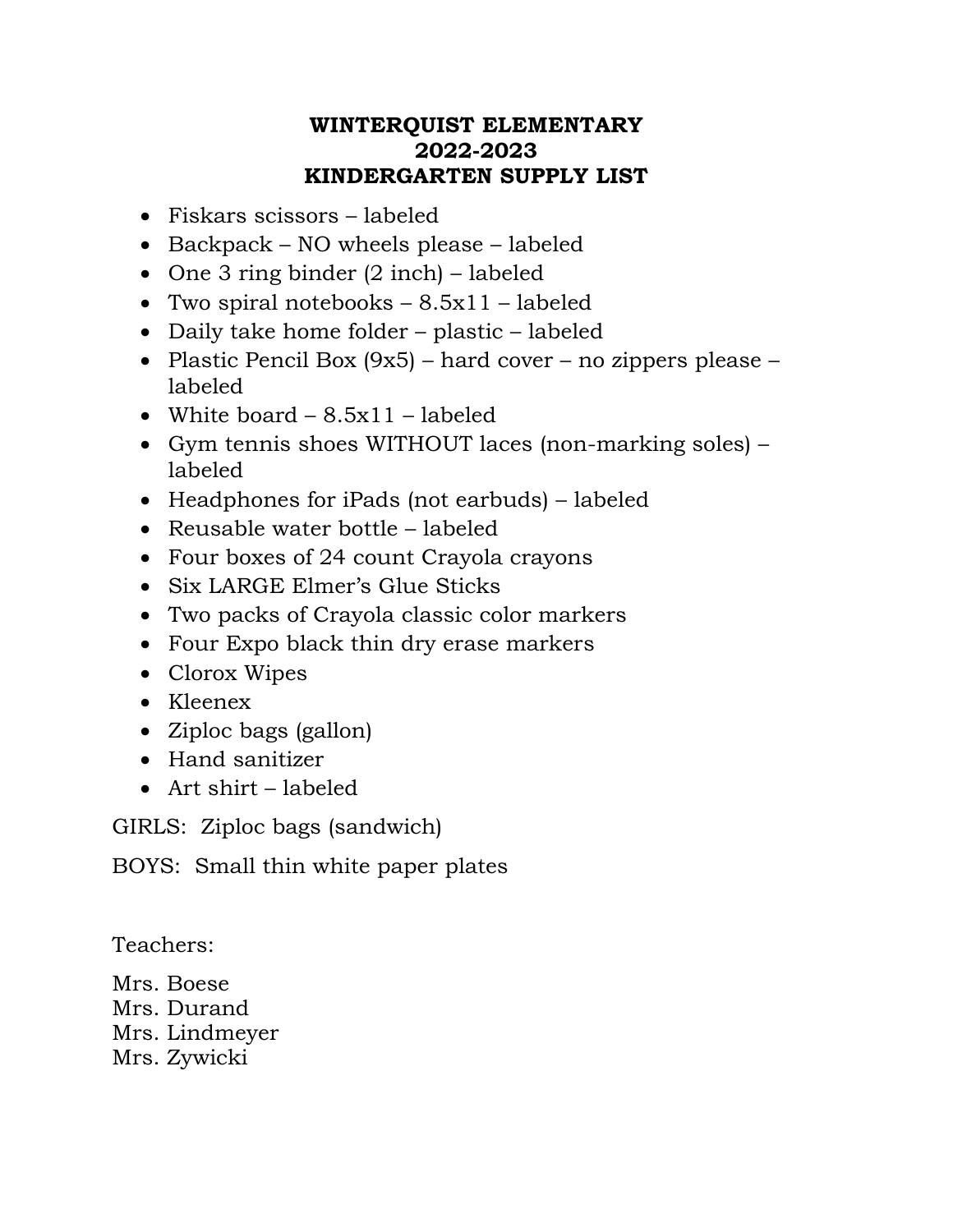# WINTERQUIST ELEMENTARY
# 2022-2023
# KINDERGARTEN SUPPLY LIST

- Fiskars scissors – labeled
- Backpack – NO wheels please – labeled
- One 3 ring binder (2 inch) – labeled
- Two spiral notebooks – 8.5x11 – labeled
- Daily take home folder – plastic – labeled
- Plastic Pencil Box (9x5) – hard cover – no zippers please – labeled
- White board – 8.5x11 – labeled
- Gym tennis shoes WITHOUT laces (non-marking soles) – labeled
- Headphones for iPads (not earbuds) – labeled
- Reusable water bottle – labeled
- Four boxes of 24 count Crayola crayons
- Six LARGE Elmer's Glue Sticks
- Two packs of Crayola classic color markers
- Four Expo black thin dry erase markers
- Clorox Wipes
- Kleenex
- Ziploc bags (gallon)
- Hand sanitizer
- Art shirt – labeled

GIRLS: Ziploc bags (sandwich)

BOYS: Small thin white paper plates

Teachers:

Mrs. Boese
Mrs. Durand
Mrs. Lindmeyer
Mrs. Zywicki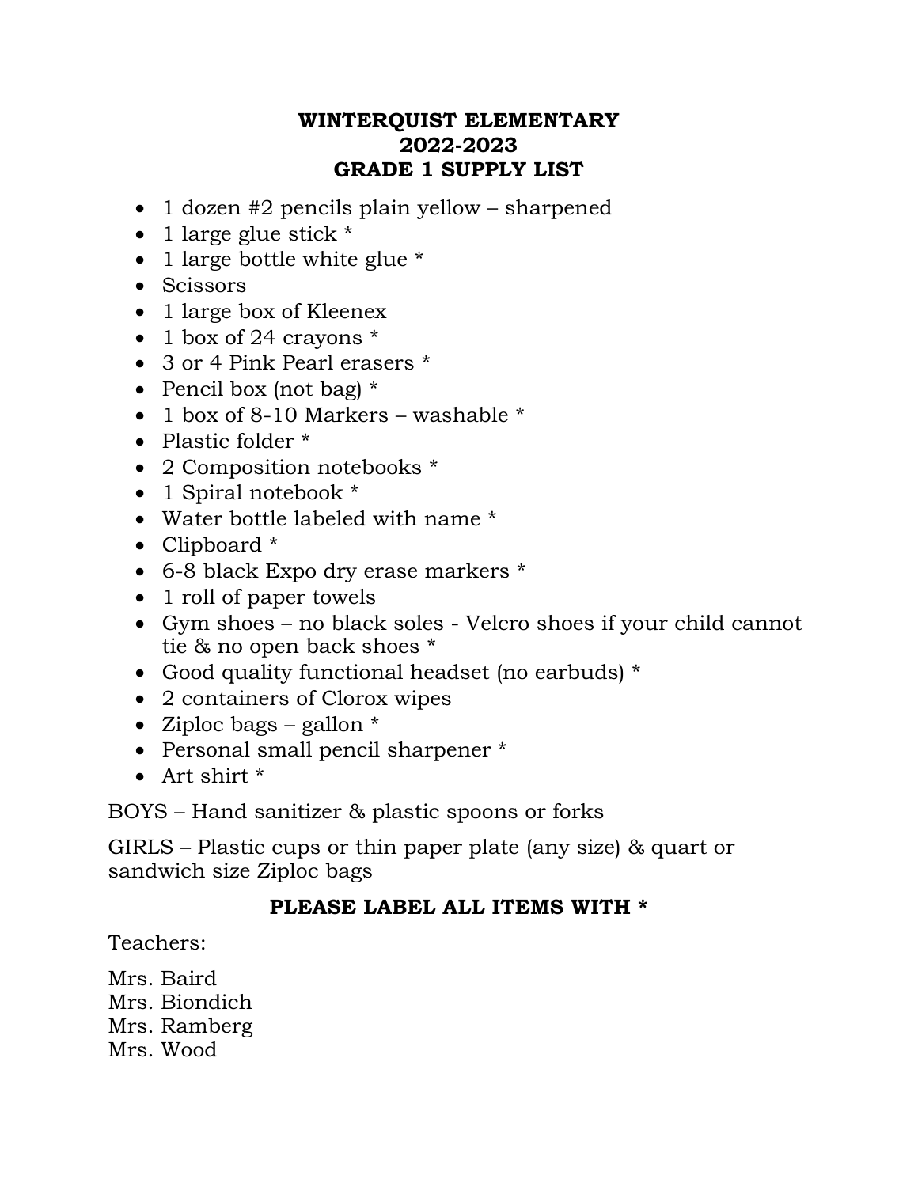**WINTERQUIST ELEMENTARY**
**2022-2023**
**GRADE 1 SUPPLY LIST**

- 1 dozen #2 pencils plain yellow – sharpened
- 1 large glue stick *
- 1 large bottle white glue *
- Scissors
- 1 large box of Kleenex
- 1 box of 24 crayons *
- 3 or 4 Pink Pearl erasers *
- Pencil box (not bag) *
- 1 box of 8-10 Markers – washable *
- Plastic folder *
- 2 Composition notebooks *
- 1 Spiral notebook *
- Water bottle labeled with name *
- Clipboard *
- 6-8 black Expo dry erase markers *
- 1 roll of paper towels
- Gym shoes – no black soles - Velcro shoes if your child cannot tie & no open back shoes *
- Good quality functional headset (no earbuds) *
- 2 containers of Clorox wipes
- Ziploc bags – gallon *
- Personal small pencil sharpener *
- Art shirt *

BOYS – Hand sanitizer & plastic spoons or forks

GIRLS – Plastic cups or thin paper plate (any size) & quart or sandwich size Ziploc bags

**PLEASE LABEL ALL ITEMS WITH ***

Teachers:

Mrs. Baird
Mrs. Biondich
Mrs. Ramberg
Mrs. Wood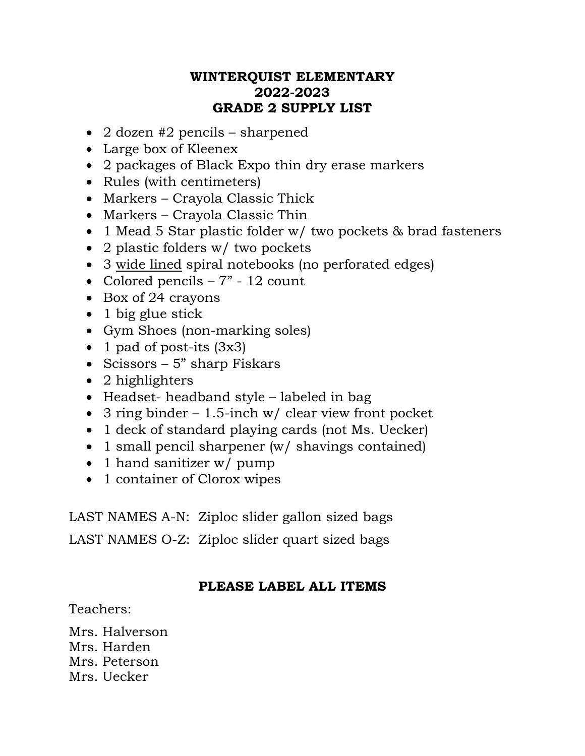**WINTERQUIST ELEMENTARY**
**2022-2023**
**GRADE 2 SUPPLY LIST**

- 2 dozen #2 pencils – sharpened
- Large box of Kleenex
- 2 packages of Black Expo thin dry erase markers
- Rules (with centimeters)
- Markers – Crayola Classic Thick
- Markers – Crayola Classic Thin
- 1 Mead 5 Star plastic folder w/ two pockets & brad fasteners
- 2 plastic folders w/ two pockets
- 3 <u>wide lined</u> spiral notebooks (no perforated edges)
- Colored pencils – 7" - 12 count
- Box of 24 crayons
- 1 big glue stick
- Gym Shoes (non-marking soles)
- 1 pad of post-its (3x3)
- Scissors – 5" sharp Fiskars
- 2 highlighters
- Headset- headband style – labeled in bag
- 3 ring binder – 1.5-inch w/ clear view front pocket
- 1 deck of standard playing cards (not Ms. Uecker)
- 1 small pencil sharpener (w/ shavings contained)
- 1 hand sanitizer w/ pump
- 1 container of Clorox wipes

LAST NAMES A-N: Ziploc slider gallon sized bags

LAST NAMES O-Z: Ziploc slider quart sized bags

**PLEASE LABEL ALL ITEMS**

Teachers:

Mrs. Halverson
Mrs. Harden
Mrs. Peterson
Mrs. Uecker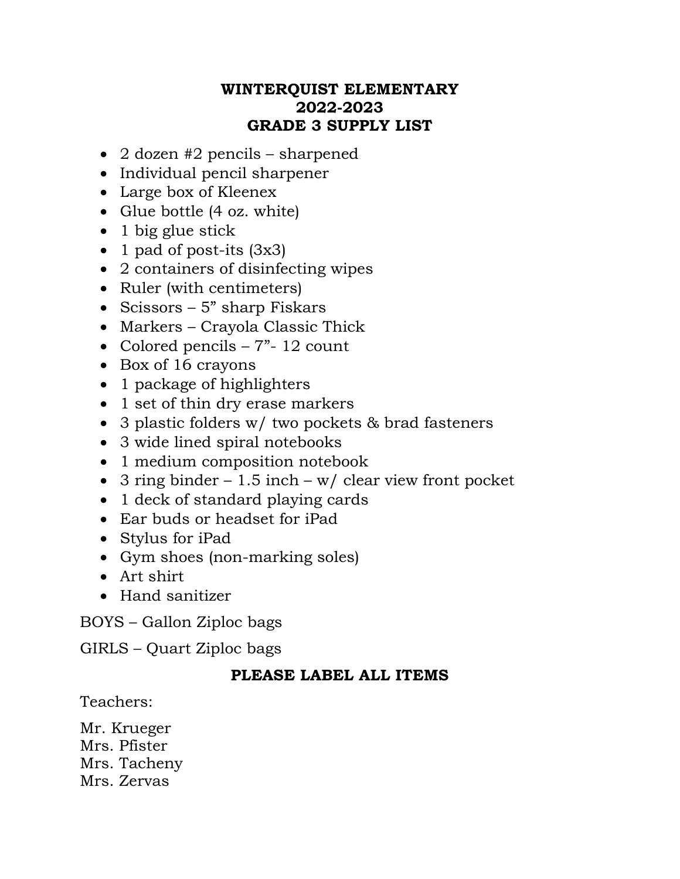**WINTERQUIST ELEMENTARY**
**2022-2023**
**GRADE 3 SUPPLY LIST**

- 2 dozen #2 pencils – sharpened
- Individual pencil sharpener
- Large box of Kleenex
- Glue bottle (4 oz. white)
- 1 big glue stick
- 1 pad of post-its (3x3)
- 2 containers of disinfecting wipes
- Ruler (with centimeters)
- Scissors – 5" sharp Fiskars
- Markers – Crayola Classic Thick
- Colored pencils – 7"- 12 count
- Box of 16 crayons
- 1 package of highlighters
- 1 set of thin dry erase markers
- 3 plastic folders w/ two pockets & brad fasteners
- 3 wide lined spiral notebooks
- 1 medium composition notebook
- 3 ring binder – 1.5 inch – w/ clear view front pocket
- 1 deck of standard playing cards
- Ear buds or headset for iPad
- Stylus for iPad
- Gym shoes (non-marking soles)
- Art shirt
- Hand sanitizer

BOYS – Gallon Ziploc bags

GIRLS – Quart Ziploc bags

**PLEASE LABEL ALL ITEMS**

Teachers:

Mr. Krueger
Mrs. Pfister
Mrs. Tacheny
Mrs. Zervas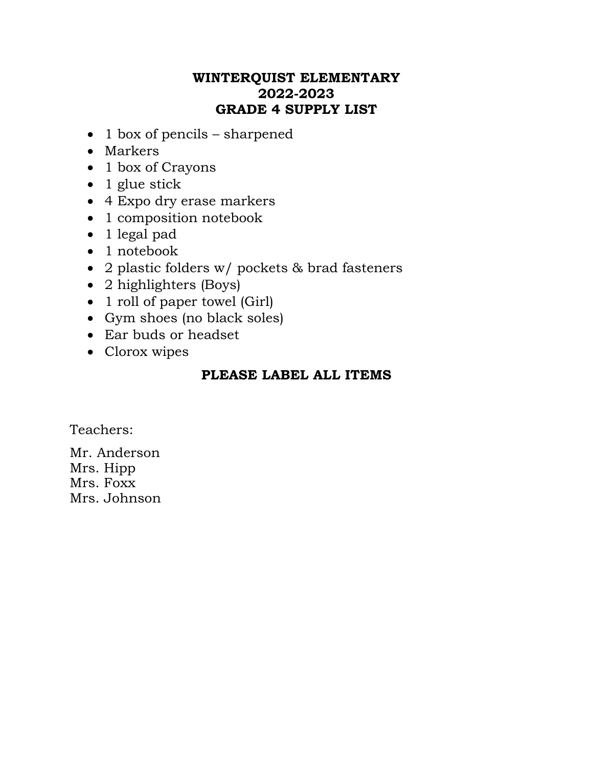# WINTERQUIST ELEMENTARY
# 2022-2023
# GRADE 4 SUPPLY LIST

- 1 box of pencils – sharpened
- Markers
- 1 box of Crayons
- 1 glue stick
- 4 Expo dry erase markers
- 1 composition notebook
- 1 legal pad
- 1 notebook
- 2 plastic folders w/ pockets & brad fasteners
- 2 highlighters (Boys)
- 1 roll of paper towel (Girl)
- Gym shoes (no black soles)
- Ear buds or headset
- Clorox wipes

**PLEASE LABEL ALL ITEMS**

Teachers:

Mr. Anderson
Mrs. Hipp
Mrs. Foxx
Mrs. Johnson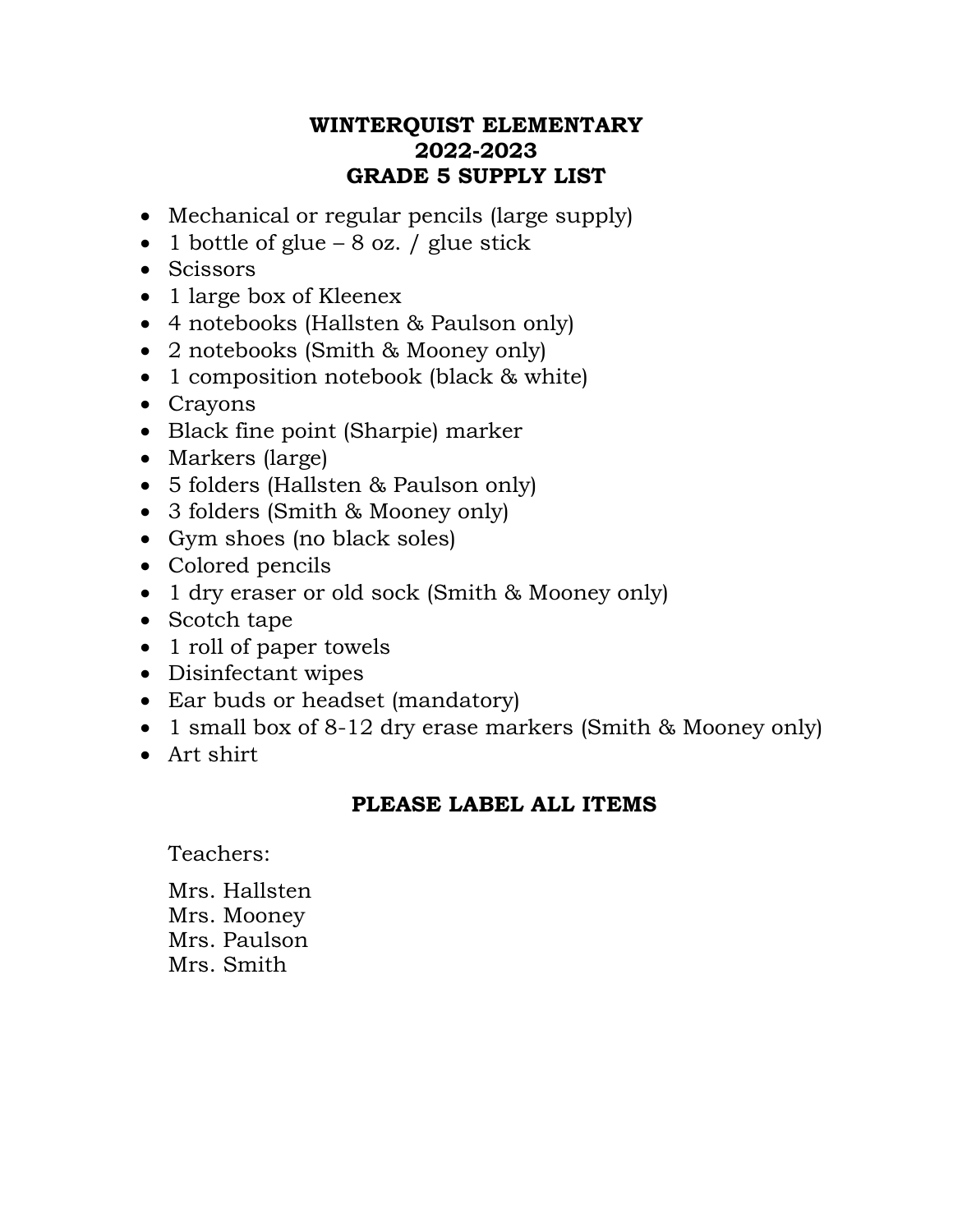# WINTERQUIST ELEMENTARY
# 2022-2023
# GRADE 5 SUPPLY LIST

- Mechanical or regular pencils (large supply)
- 1 bottle of glue – 8 oz. / glue stick
- Scissors
- 1 large box of Kleenex
- 4 notebooks (Hallsten & Paulson only)
- 2 notebooks (Smith & Mooney only)
- 1 composition notebook (black & white)
- Crayons
- Black fine point (Sharpie) marker
- Markers (large)
- 5 folders (Hallsten & Paulson only)
- 3 folders (Smith & Mooney only)
- Gym shoes (no black soles)
- Colored pencils
- 1 dry eraser or old sock (Smith & Mooney only)
- Scotch tape
- 1 roll of paper towels
- Disinfectant wipes
- Ear buds or headset (mandatory)
- 1 small box of 8-12 dry erase markers (Smith & Mooney only)
- Art shirt

**PLEASE LABEL ALL ITEMS**

Teachers:

Mrs. Hallsten
Mrs. Mooney
Mrs. Paulson
Mrs. Smith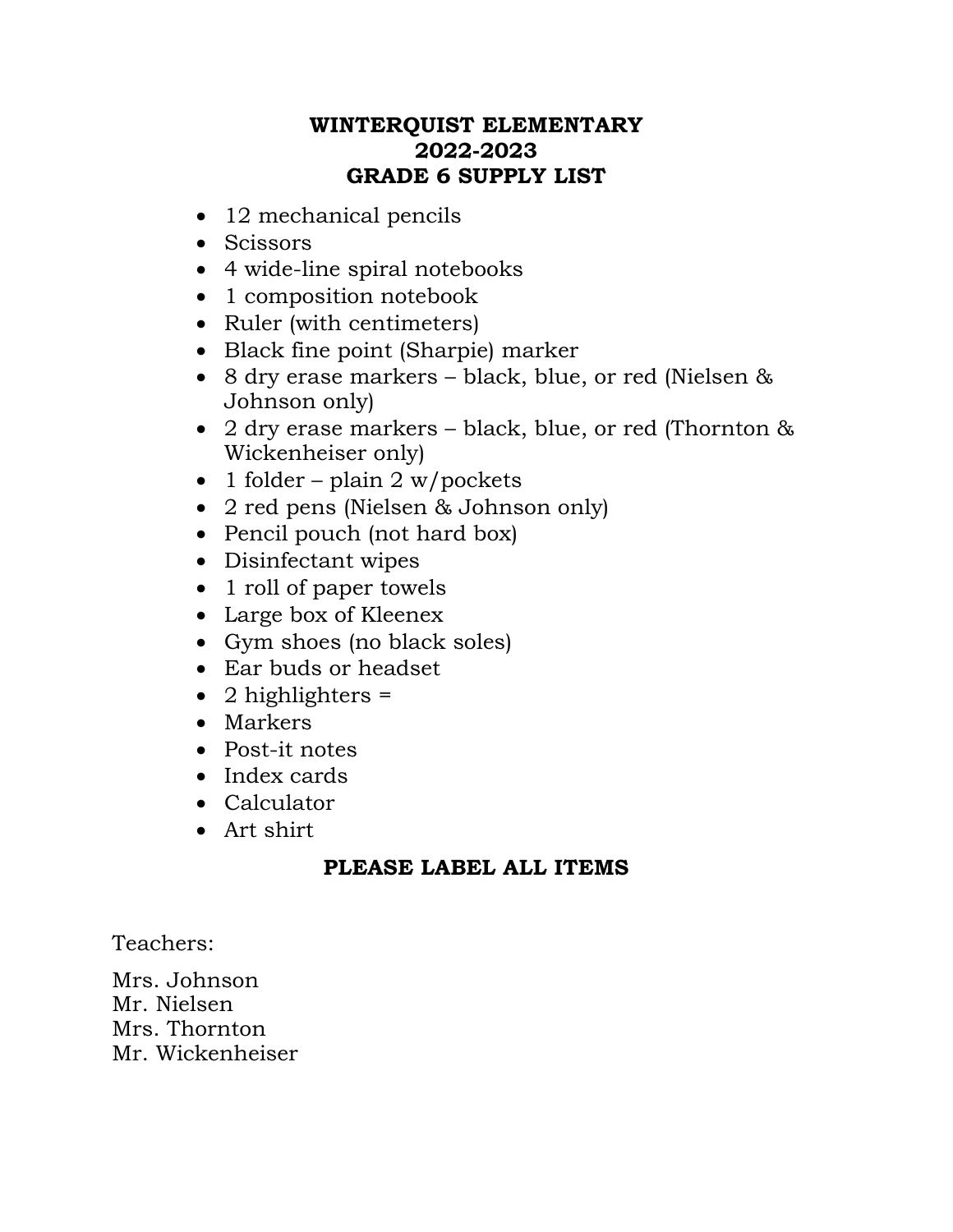**WINTERQUIST ELEMENTARY**
**2022-2023**
**GRADE 6 SUPPLY LIST**

- 12 mechanical pencils
- Scissors
- 4 wide-line spiral notebooks
- 1 composition notebook
- Ruler (with centimeters)
- Black fine point (Sharpie) marker
- 8 dry erase markers – black, blue, or red (Nielsen & Johnson only)
- 2 dry erase markers – black, blue, or red (Thornton & Wickenheiser only)
- 1 folder – plain 2 w/pockets
- 2 red pens (Nielsen & Johnson only)
- Pencil pouch (not hard box)
- Disinfectant wipes
- 1 roll of paper towels
- Large box of Kleenex
- Gym shoes (no black soles)
- Ear buds or headset
- 2 highlighters =
- Markers
- Post-it notes
- Index cards
- Calculator
- Art shirt

**PLEASE LABEL ALL ITEMS**

Teachers:

Mrs. Johnson
Mr. Nielsen
Mrs. Thornton
Mr. Wickenheiser